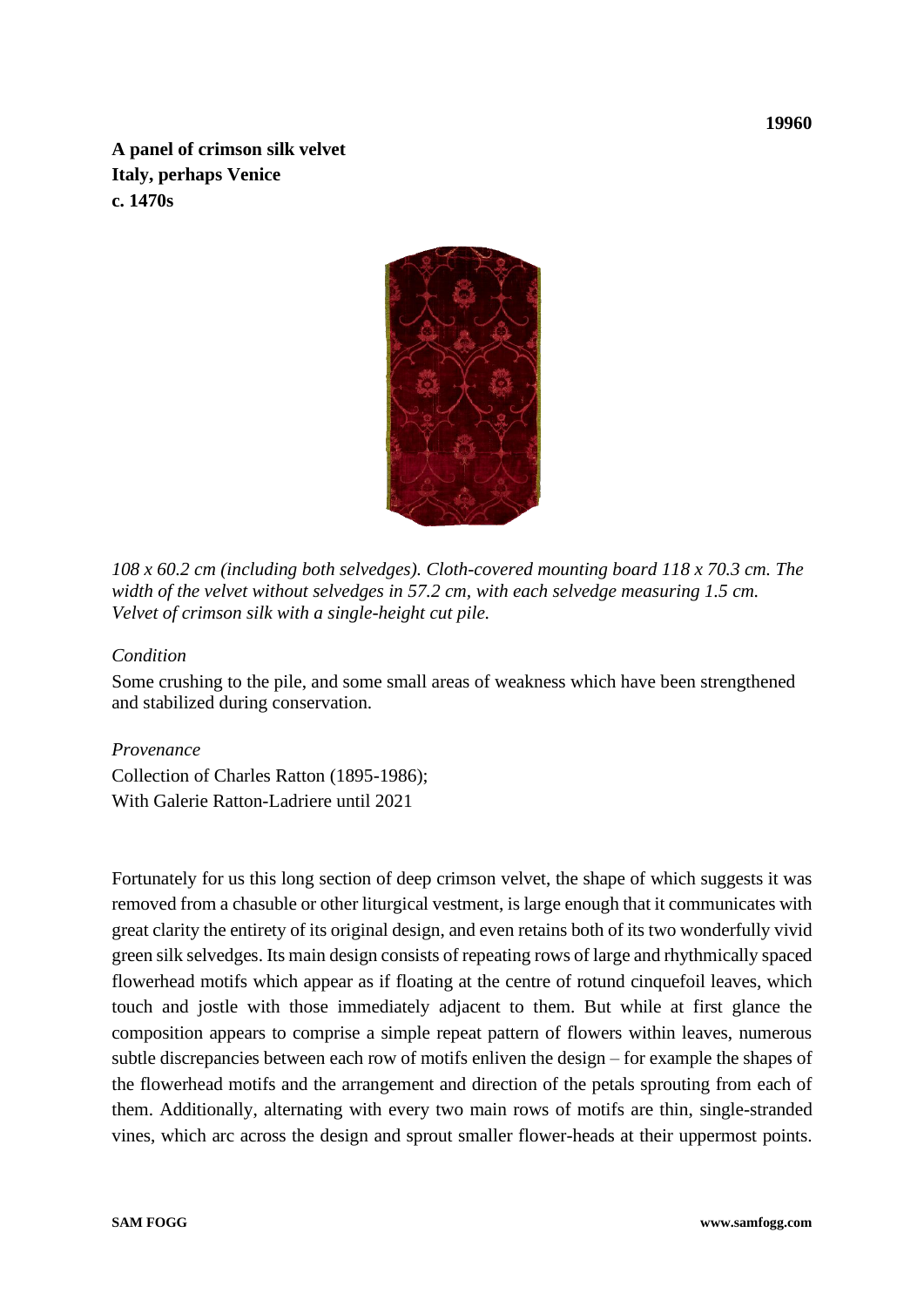**19960**

**A panel of crimson silk velvet**
**Italy, perhaps Venice**
**c. 1470s**

*108 x 60.2 cm (including both selvedges). Cloth-covered mounting board 118 x 70.3 cm. The width of the velvet without selvedges in 57.2 cm, with each selvedge measuring 1.5 cm. Velvet of crimson silk with a single-height cut pile.*

*Condition*

Some crushing to the pile, and some small areas of weakness which have been strengthened and stabilized during conservation.

*Provenance*

Collection of Charles Ratton (1895-1986);
With Galerie Ratton-Ladriere until 2021

Fortunately for us this long section of deep crimson velvet, the shape of which suggests it was removed from a chasuble or other liturgical vestment, is large enough that it communicates with great clarity the entirety of its original design, and even retains both of its two wonderfully vivid green silk selvedges. Its main design consists of repeating rows of large and rhythmically spaced flowerhead motifs which appear as if floating at the centre of rotund cinquefoil leaves, which touch and jostle with those immediately adjacent to them. But while at first glance the composition appears to comprise a simple repeat pattern of flowers within leaves, numerous subtle discrepancies between each row of motifs enliven the design – for example the shapes of the flowerhead motifs and the arrangement and direction of the petals sprouting from each of them. Additionally, alternating with every two main rows of motifs are thin, single-stranded vines, which arc across the design and sprout smaller flower-heads at their uppermost points.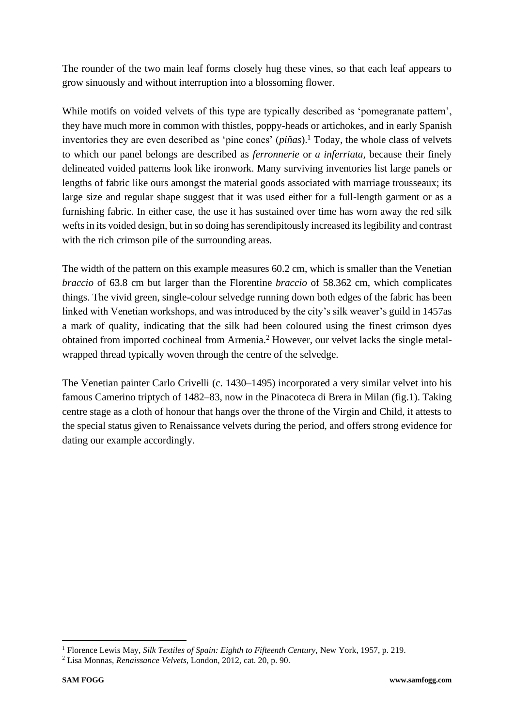The rounder of the two main leaf forms closely hug these vines, so that each leaf appears to grow sinuously and without interruption into a blossoming flower.

While motifs on voided velvets of this type are typically described as 'pomegranate pattern', they have much more in common with thistles, poppy-heads or artichokes, and in early Spanish inventories they are even described as 'pine cones' (*piñas*).[1] Today, the whole class of velvets to which our panel belongs are described as *ferronnerie* or *a inferriata*, because their finely delineated voided patterns look like ironwork. Many surviving inventories list large panels or lengths of fabric like ours amongst the material goods associated with marriage trousseaux; its large size and regular shape suggest that it was used either for a full-length garment or as a furnishing fabric. In either case, the use it has sustained over time has worn away the red silk wefts in its voided design, but in so doing has serendipitously increased its legibility and contrast with the rich crimson pile of the surrounding areas.

The width of the pattern on this example measures 60.2 cm, which is smaller than the Venetian *braccio* of 63.8 cm but larger than the Florentine *braccio* of 58.362 cm, which complicates things. The vivid green, single-colour selvedge running down both edges of the fabric has been linked with Venetian workshops, and was introduced by the city's silk weaver's guild in 1457as a mark of quality, indicating that the silk had been coloured using the finest crimson dyes obtained from imported cochineal from Armenia.[2] However, our velvet lacks the single metal-wrapped thread typically woven through the centre of the selvedge.

The Venetian painter Carlo Crivelli (c. 1430–1495) incorporated a very similar velvet into his famous Camerino triptych of 1482–83, now in the Pinacoteca di Brera in Milan (fig.1). Taking centre stage as a cloth of honour that hangs over the throne of the Virgin and Child, it attests to the special status given to Renaissance velvets during the period, and offers strong evidence for dating our example accordingly.

---

[1] Florence Lewis May, *Silk Textiles of Spain: Eighth to Fifteenth Century*, New York, 1957, p. 219.

[2] Lisa Monnas, *Renaissance Velvets*, London, 2012, cat. 20, p. 90.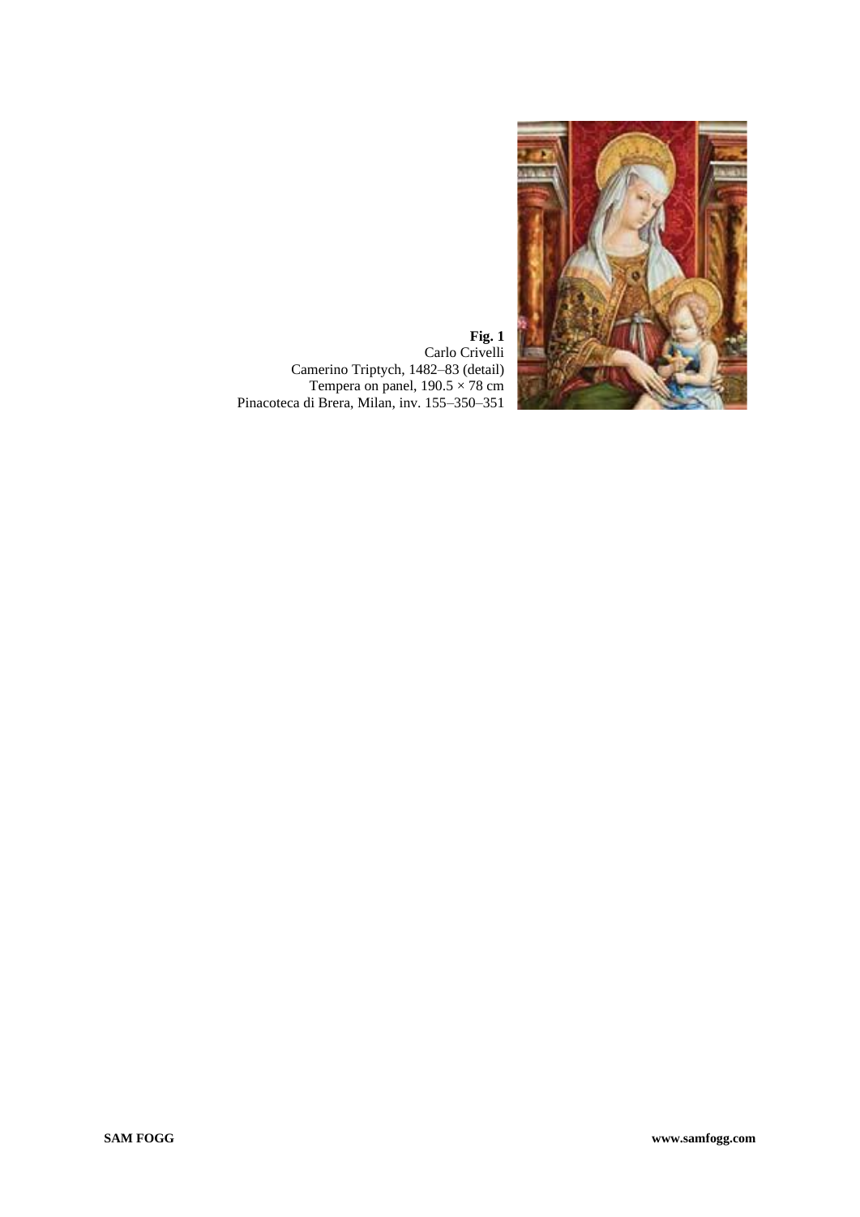**Fig. 1**
Carlo Crivelli
Camerino Triptych, 1482–83 (detail)
Tempera on panel, 190.5 × 78 cm
Pinacoteca di Brera, Milan, inv. 155–350–351